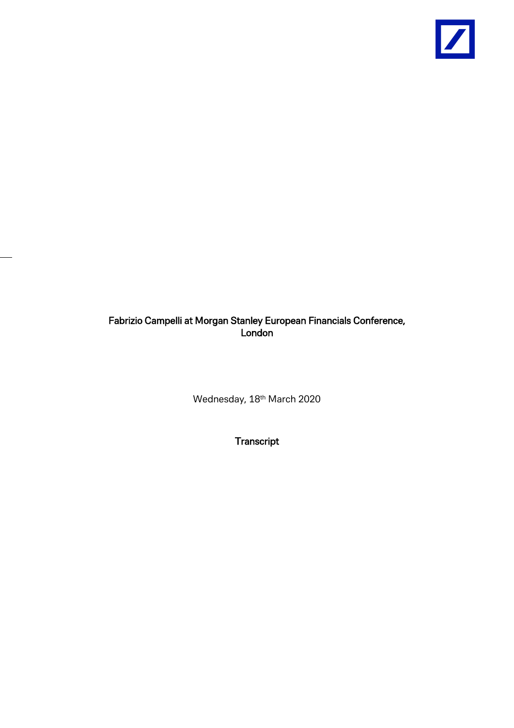# Fabrizio Campelli at Morgan Stanley European Financials Conference, London

Wednesday, 18th March 2020

**Transcript**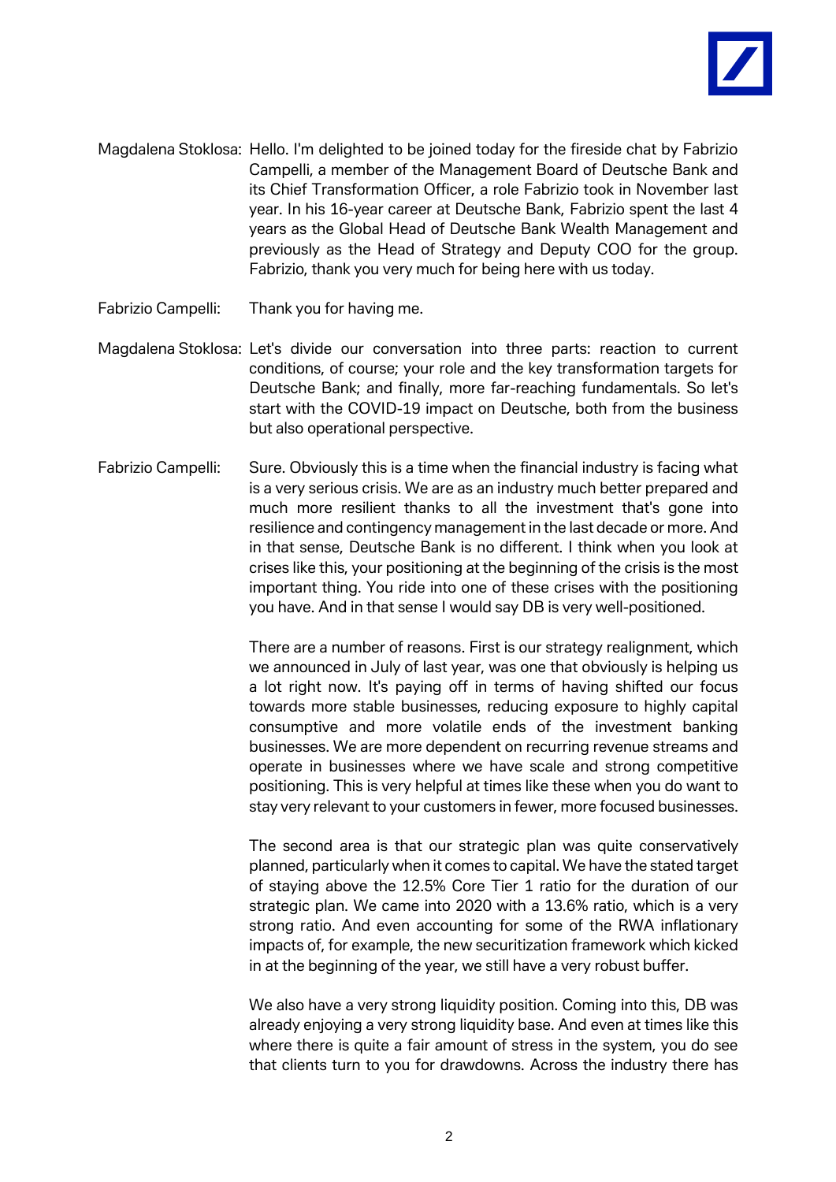Magdalena Stoklosa: Hello. I'm delighted to be joined today for the fireside chat by Fabrizio Campelli, a member of the Management Board of Deutsche Bank and its Chief Transformation Officer, a role Fabrizio took in November last year. In his 16-year career at Deutsche Bank, Fabrizio spent the last 4 years as the Global Head of Deutsche Bank Wealth Management and previously as the Head of Strategy and Deputy COO for the group. Fabrizio, thank you very much for being here with us today.

Fabrizio Campelli: Thank you for having me.

Magdalena Stoklosa: Let's divide our conversation into three parts: reaction to current conditions, of course; your role and the key transformation targets for Deutsche Bank; and finally, more far-reaching fundamentals. So let's start with the COVID-19 impact on Deutsche, both from the business but also operational perspective.

Fabrizio Campelli: Sure. Obviously this is a time when the financial industry is facing what is a very serious crisis. We are as an industry much better prepared and much more resilient thanks to all the investment that's gone into resilience and contingency management in the last decade or more. And in that sense, Deutsche Bank is no different. I think when you look at crises like this, your positioning at the beginning of the crisis is the most important thing. You ride into one of these crises with the positioning you have. And in that sense I would say DB is very well-positioned.

There are a number of reasons. First is our strategy realignment, which we announced in July of last year, was one that obviously is helping us a lot right now. It's paying off in terms of having shifted our focus towards more stable businesses, reducing exposure to highly capital consumptive and more volatile ends of the investment banking businesses. We are more dependent on recurring revenue streams and operate in businesses where we have scale and strong competitive positioning. This is very helpful at times like these when you do want to stay very relevant to your customers in fewer, more focused businesses.

The second area is that our strategic plan was quite conservatively planned, particularly when it comes to capital. We have the stated target of staying above the 12.5% Core Tier 1 ratio for the duration of our strategic plan. We came into 2020 with a 13.6% ratio, which is a very strong ratio. And even accounting for some of the RWA inflationary impacts of, for example, the new securitization framework which kicked in at the beginning of the year, we still have a very robust buffer.

We also have a very strong liquidity position. Coming into this, DB was already enjoying a very strong liquidity base. And even at times like this where there is quite a fair amount of stress in the system, you do see that clients turn to you for drawdowns. Across the industry there has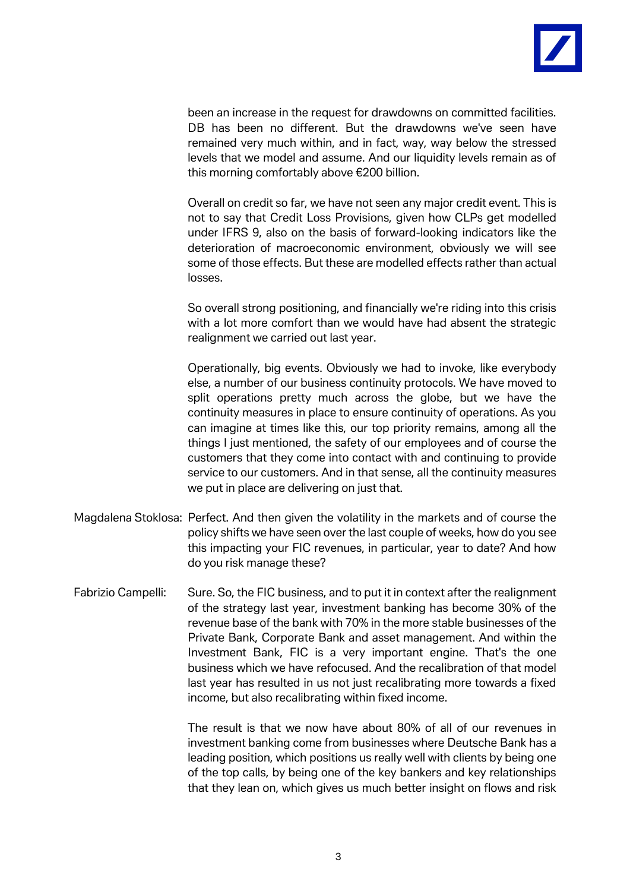been an increase in the request for drawdowns on committed facilities. DB has been no different. But the drawdowns we've seen have remained very much within, and in fact, way, way below the stressed levels that we model and assume. And our liquidity levels remain as of this morning comfortably above €200 billion.

Overall on credit so far, we have not seen any major credit event. This is not to say that Credit Loss Provisions, given how CLPs get modelled under IFRS 9, also on the basis of forward-looking indicators like the deterioration of macroeconomic environment, obviously we will see some of those effects. But these are modelled effects rather than actual losses.

So overall strong positioning, and financially we're riding into this crisis with a lot more comfort than we would have had absent the strategic realignment we carried out last year.

Operationally, big events. Obviously we had to invoke, like everybody else, a number of our business continuity protocols. We have moved to split operations pretty much across the globe, but we have the continuity measures in place to ensure continuity of operations. As you can imagine at times like this, our top priority remains, among all the things I just mentioned, the safety of our employees and of course the customers that they come into contact with and continuing to provide service to our customers. And in that sense, all the continuity measures we put in place are delivering on just that.

Magdalena Stoklosa: Perfect. And then given the volatility in the markets and of course the policy shifts we have seen over the last couple of weeks, how do you see this impacting your FIC revenues, in particular, year to date? And how do you risk manage these?

Fabrizio Campelli: Sure. So, the FIC business, and to put it in context after the realignment of the strategy last year, investment banking has become 30% of the revenue base of the bank with 70% in the more stable businesses of the Private Bank, Corporate Bank and asset management. And within the Investment Bank, FIC is a very important engine. That's the one business which we have refocused. And the recalibration of that model last year has resulted in us not just recalibrating more towards a fixed income, but also recalibrating within fixed income.

The result is that we now have about 80% of all of our revenues in investment banking come from businesses where Deutsche Bank has a leading position, which positions us really well with clients by being one of the top calls, by being one of the key bankers and key relationships that they lean on, which gives us much better insight on flows and risk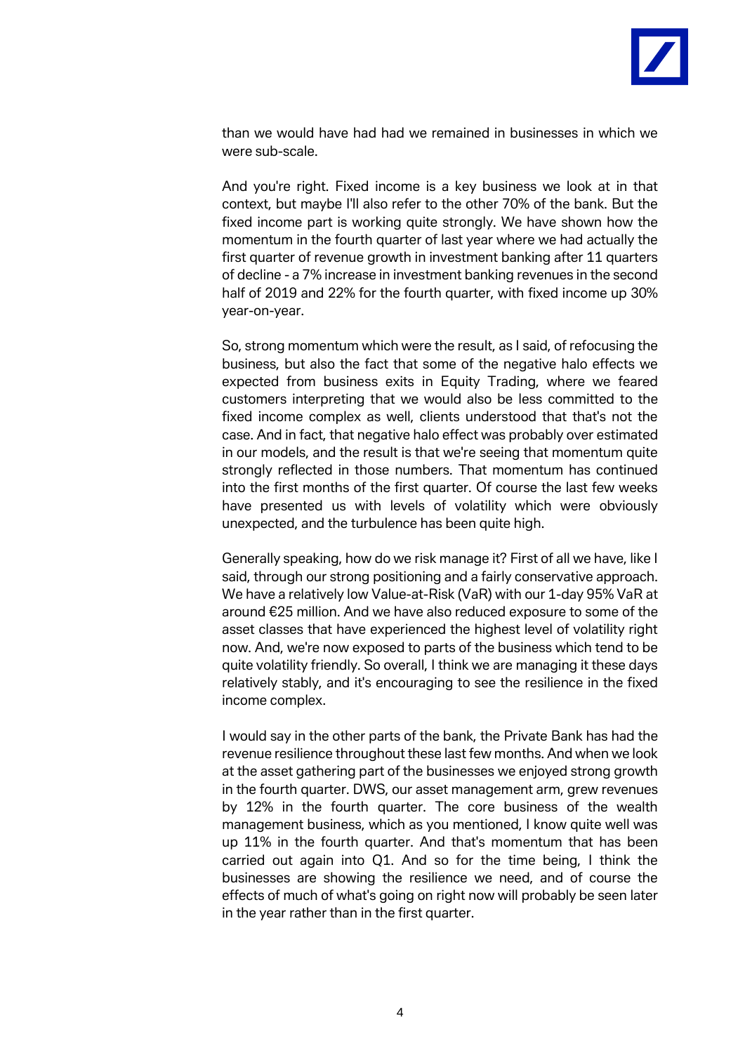than we would have had had we remained in businesses in which we were sub-scale.

And you're right. Fixed income is a key business we look at in that context, but maybe I'll also refer to the other 70% of the bank. But the fixed income part is working quite strongly. We have shown how the momentum in the fourth quarter of last year where we had actually the first quarter of revenue growth in investment banking after 11 quarters of decline - a 7% increase in investment banking revenues in the second half of 2019 and 22% for the fourth quarter, with fixed income up 30% year-on-year.

So, strong momentum which were the result, as I said, of refocusing the business, but also the fact that some of the negative halo effects we expected from business exits in Equity Trading, where we feared customers interpreting that we would also be less committed to the fixed income complex as well, clients understood that that's not the case. And in fact, that negative halo effect was probably over estimated in our models, and the result is that we're seeing that momentum quite strongly reflected in those numbers. That momentum has continued into the first months of the first quarter. Of course the last few weeks have presented us with levels of volatility which were obviously unexpected, and the turbulence has been quite high.

Generally speaking, how do we risk manage it? First of all we have, like I said, through our strong positioning and a fairly conservative approach. We have a relatively low Value-at-Risk (VaR) with our 1-day 95% VaR at around €25 million. And we have also reduced exposure to some of the asset classes that have experienced the highest level of volatility right now. And, we're now exposed to parts of the business which tend to be quite volatility friendly. So overall, I think we are managing it these days relatively stably, and it's encouraging to see the resilience in the fixed income complex.

I would say in the other parts of the bank, the Private Bank has had the revenue resilience throughout these last few months. And when we look at the asset gathering part of the businesses we enjoyed strong growth in the fourth quarter. DWS, our asset management arm, grew revenues by 12% in the fourth quarter. The core business of the wealth management business, which as you mentioned, I know quite well was up 11% in the fourth quarter. And that's momentum that has been carried out again into Q1. And so for the time being, I think the businesses are showing the resilience we need, and of course the effects of much of what's going on right now will probably be seen later in the year rather than in the first quarter.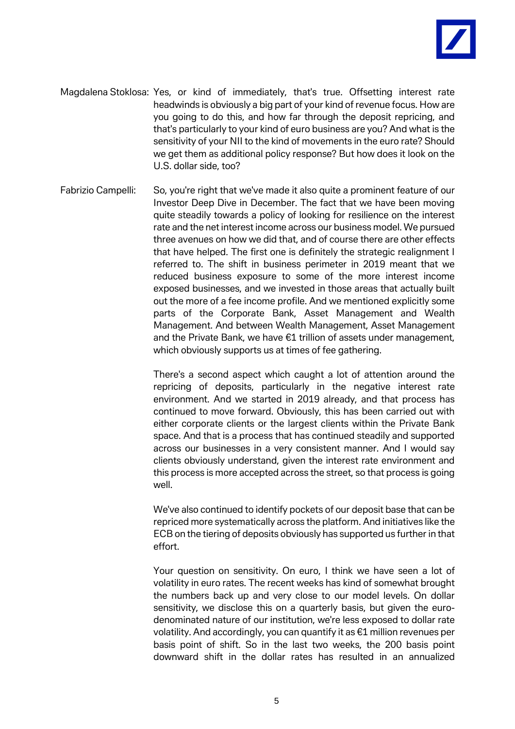Magdalena Stoklosa: Yes, or kind of immediately, that's true. Offsetting interest rate headwinds is obviously a big part of your kind of revenue focus. How are you going to do this, and how far through the deposit repricing, and that's particularly to your kind of euro business are you? And what is the sensitivity of your NII to the kind of movements in the euro rate? Should we get them as additional policy response? But how does it look on the U.S. dollar side, too?

Fabrizio Campelli: So, you're right that we've made it also quite a prominent feature of our Investor Deep Dive in December. The fact that we have been moving quite steadily towards a policy of looking for resilience on the interest rate and the net interest income across our business model. We pursued three avenues on how we did that, and of course there are other effects that have helped. The first one is definitely the strategic realignment I referred to. The shift in business perimeter in 2019 meant that we reduced business exposure to some of the more interest income exposed businesses, and we invested in those areas that actually built out the more of a fee income profile. And we mentioned explicitly some parts of the Corporate Bank, Asset Management and Wealth Management. And between Wealth Management, Asset Management and the Private Bank, we have €1 trillion of assets under management, which obviously supports us at times of fee gathering.

There's a second aspect which caught a lot of attention around the repricing of deposits, particularly in the negative interest rate environment. And we started in 2019 already, and that process has continued to move forward. Obviously, this has been carried out with either corporate clients or the largest clients within the Private Bank space. And that is a process that has continued steadily and supported across our businesses in a very consistent manner. And I would say clients obviously understand, given the interest rate environment and this process is more accepted across the street, so that process is going well.

We've also continued to identify pockets of our deposit base that can be repriced more systematically across the platform. And initiatives like the ECB on the tiering of deposits obviously has supported us further in that effort.

Your question on sensitivity. On euro, I think we have seen a lot of volatility in euro rates. The recent weeks has kind of somewhat brought the numbers back up and very close to our model levels. On dollar sensitivity, we disclose this on a quarterly basis, but given the euro-denominated nature of our institution, we're less exposed to dollar rate volatility. And accordingly, you can quantify it as €1 million revenues per basis point of shift. So in the last two weeks, the 200 basis point downward shift in the dollar rates has resulted in an annualized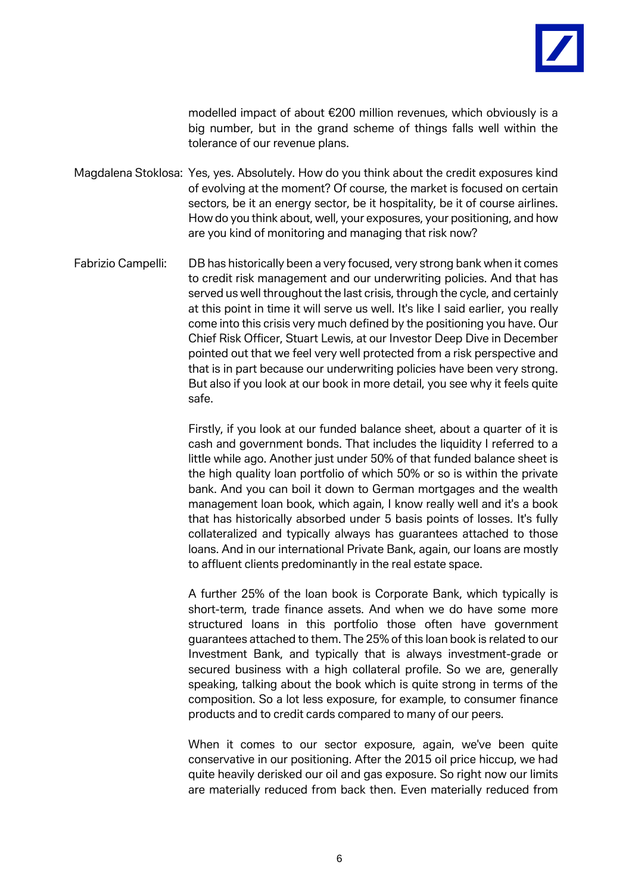modelled impact of about €200 million revenues, which obviously is a big number, but in the grand scheme of things falls well within the tolerance of our revenue plans.

Magdalena Stoklosa: Yes, yes. Absolutely. How do you think about the credit exposures kind of evolving at the moment? Of course, the market is focused on certain sectors, be it an energy sector, be it hospitality, be it of course airlines. How do you think about, well, your exposures, your positioning, and how are you kind of monitoring and managing that risk now?

Fabrizio Campelli: DB has historically been a very focused, very strong bank when it comes to credit risk management and our underwriting policies. And that has served us well throughout the last crisis, through the cycle, and certainly at this point in time it will serve us well. It's like I said earlier, you really come into this crisis very much defined by the positioning you have. Our Chief Risk Officer, Stuart Lewis, at our Investor Deep Dive in December pointed out that we feel very well protected from a risk perspective and that is in part because our underwriting policies have been very strong. But also if you look at our book in more detail, you see why it feels quite safe.

Firstly, if you look at our funded balance sheet, about a quarter of it is cash and government bonds. That includes the liquidity I referred to a little while ago. Another just under 50% of that funded balance sheet is the high quality loan portfolio of which 50% or so is within the private bank. And you can boil it down to German mortgages and the wealth management loan book, which again, I know really well and it's a book that has historically absorbed under 5 basis points of losses. It's fully collateralized and typically always has guarantees attached to those loans. And in our international Private Bank, again, our loans are mostly to affluent clients predominantly in the real estate space.

A further 25% of the loan book is Corporate Bank, which typically is short-term, trade finance assets. And when we do have some more structured loans in this portfolio those often have government guarantees attached to them. The 25% of this loan book is related to our Investment Bank, and typically that is always investment-grade or secured business with a high collateral profile. So we are, generally speaking, talking about the book which is quite strong in terms of the composition. So a lot less exposure, for example, to consumer finance products and to credit cards compared to many of our peers.

When it comes to our sector exposure, again, we've been quite conservative in our positioning. After the 2015 oil price hiccup, we had quite heavily derisked our oil and gas exposure. So right now our limits are materially reduced from back then. Even materially reduced from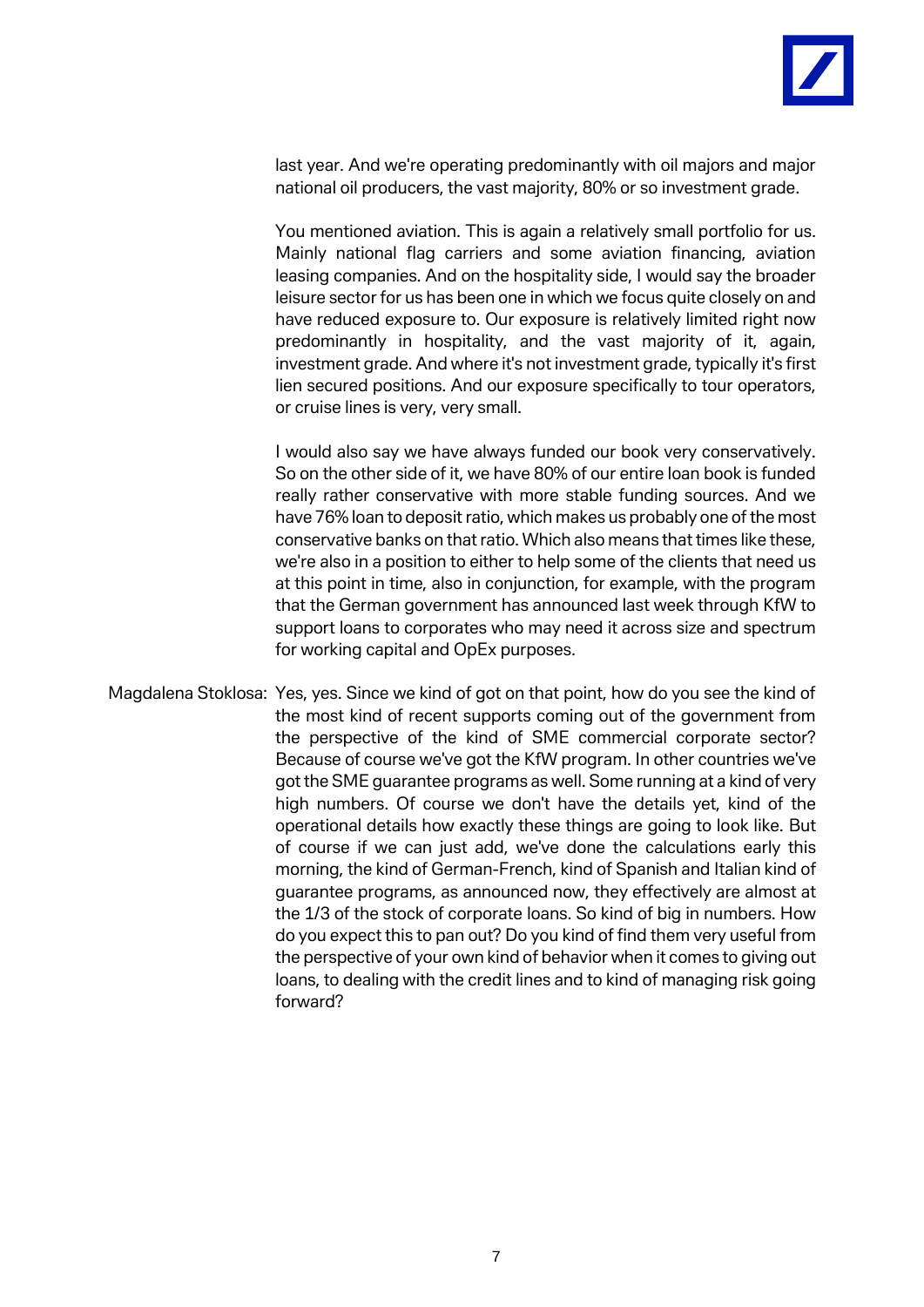last year. And we're operating predominantly with oil majors and major national oil producers, the vast majority, 80% or so investment grade.

You mentioned aviation. This is again a relatively small portfolio for us. Mainly national flag carriers and some aviation financing, aviation leasing companies. And on the hospitality side, I would say the broader leisure sector for us has been one in which we focus quite closely on and have reduced exposure to. Our exposure is relatively limited right now predominantly in hospitality, and the vast majority of it, again, investment grade. And where it's not investment grade, typically it's first lien secured positions. And our exposure specifically to tour operators, or cruise lines is very, very small.

I would also say we have always funded our book very conservatively. So on the other side of it, we have 80% of our entire loan book is funded really rather conservative with more stable funding sources. And we have 76% loan to deposit ratio, which makes us probably one of the most conservative banks on that ratio. Which also means that times like these, we're also in a position to either to help some of the clients that need us at this point in time, also in conjunction, for example, with the program that the German government has announced last week through KfW to support loans to corporates who may need it across size and spectrum for working capital and OpEx purposes.

Magdalena Stoklosa: Yes, yes. Since we kind of got on that point, how do you see the kind of the most kind of recent supports coming out of the government from the perspective of the kind of SME commercial corporate sector? Because of course we've got the KfW program. In other countries we've got the SME guarantee programs as well. Some running at a kind of very high numbers. Of course we don't have the details yet, kind of the operational details how exactly these things are going to look like. But of course if we can just add, we've done the calculations early this morning, the kind of German-French, kind of Spanish and Italian kind of guarantee programs, as announced now, they effectively are almost at the 1/3 of the stock of corporate loans. So kind of big in numbers. How do you expect this to pan out? Do you kind of find them very useful from the perspective of your own kind of behavior when it comes to giving out loans, to dealing with the credit lines and to kind of managing risk going forward?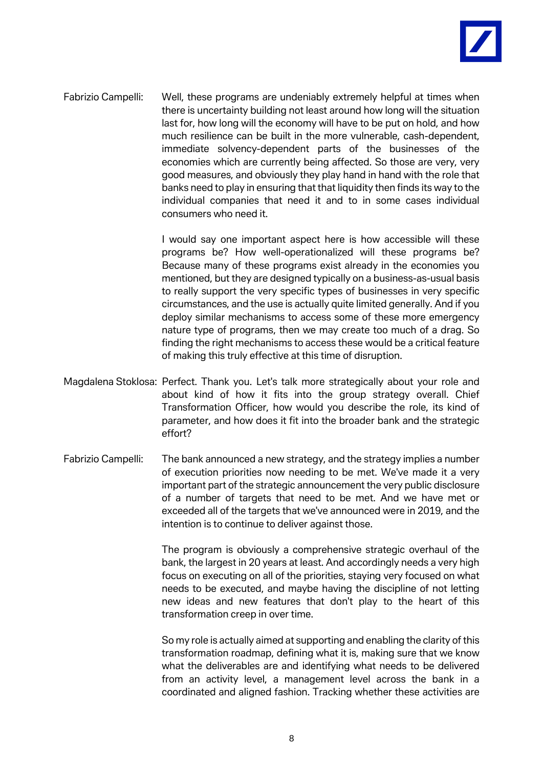Fabrizio Campelli: Well, these programs are undeniably extremely helpful at times when there is uncertainty building not least around how long will the situation last for, how long will the economy will have to be put on hold, and how much resilience can be built in the more vulnerable, cash-dependent, immediate solvency-dependent parts of the businesses of the economies which are currently being affected. So those are very, very good measures, and obviously they play hand in hand with the role that banks need to play in ensuring that that liquidity then finds its way to the individual companies that need it and to in some cases individual consumers who need it.

I would say one important aspect here is how accessible will these programs be? How well-operationalized will these programs be? Because many of these programs exist already in the economies you mentioned, but they are designed typically on a business-as-usual basis to really support the very specific types of businesses in very specific circumstances, and the use is actually quite limited generally. And if you deploy similar mechanisms to access some of these more emergency nature type of programs, then we may create too much of a drag. So finding the right mechanisms to access these would be a critical feature of making this truly effective at this time of disruption.

Magdalena Stoklosa: Perfect. Thank you. Let's talk more strategically about your role and about kind of how it fits into the group strategy overall. Chief Transformation Officer, how would you describe the role, its kind of parameter, and how does it fit into the broader bank and the strategic effort?

Fabrizio Campelli: The bank announced a new strategy, and the strategy implies a number of execution priorities now needing to be met. We've made it a very important part of the strategic announcement the very public disclosure of a number of targets that need to be met. And we have met or exceeded all of the targets that we've announced were in 2019, and the intention is to continue to deliver against those.

The program is obviously a comprehensive strategic overhaul of the bank, the largest in 20 years at least. And accordingly needs a very high focus on executing on all of the priorities, staying very focused on what needs to be executed, and maybe having the discipline of not letting new ideas and new features that don't play to the heart of this transformation creep in over time.

So my role is actually aimed at supporting and enabling the clarity of this transformation roadmap, defining what it is, making sure that we know what the deliverables are and identifying what needs to be delivered from an activity level, a management level across the bank in a coordinated and aligned fashion. Tracking whether these activities are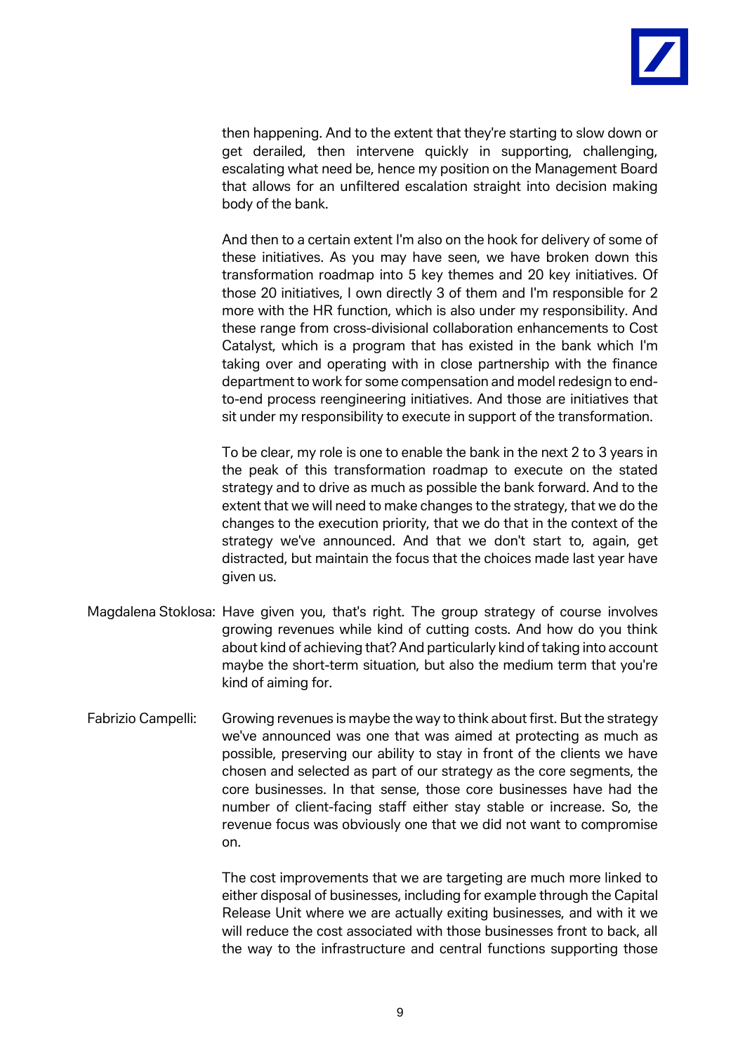then happening. And to the extent that they're starting to slow down or get derailed, then intervene quickly in supporting, challenging, escalating what need be, hence my position on the Management Board that allows for an unfiltered escalation straight into decision making body of the bank.

And then to a certain extent I'm also on the hook for delivery of some of these initiatives. As you may have seen, we have broken down this transformation roadmap into 5 key themes and 20 key initiatives. Of those 20 initiatives, I own directly 3 of them and I'm responsible for 2 more with the HR function, which is also under my responsibility. And these range from cross-divisional collaboration enhancements to Cost Catalyst, which is a program that has existed in the bank which I'm taking over and operating with in close partnership with the finance department to work for some compensation and model redesign to end-to-end process reengineering initiatives. And those are initiatives that sit under my responsibility to execute in support of the transformation.

To be clear, my role is one to enable the bank in the next 2 to 3 years in the peak of this transformation roadmap to execute on the stated strategy and to drive as much as possible the bank forward. And to the extent that we will need to make changes to the strategy, that we do the changes to the execution priority, that we do that in the context of the strategy we've announced. And that we don't start to, again, get distracted, but maintain the focus that the choices made last year have given us.

Magdalena Stoklosa: Have given you, that's right. The group strategy of course involves growing revenues while kind of cutting costs. And how do you think about kind of achieving that? And particularly kind of taking into account maybe the short-term situation, but also the medium term that you're kind of aiming for.

Fabrizio Campelli: Growing revenues is maybe the way to think about first. But the strategy we've announced was one that was aimed at protecting as much as possible, preserving our ability to stay in front of the clients we have chosen and selected as part of our strategy as the core segments, the core businesses. In that sense, those core businesses have had the number of client-facing staff either stay stable or increase. So, the revenue focus was obviously one that we did not want to compromise on.

The cost improvements that we are targeting are much more linked to either disposal of businesses, including for example through the Capital Release Unit where we are actually exiting businesses, and with it we will reduce the cost associated with those businesses front to back, all the way to the infrastructure and central functions supporting those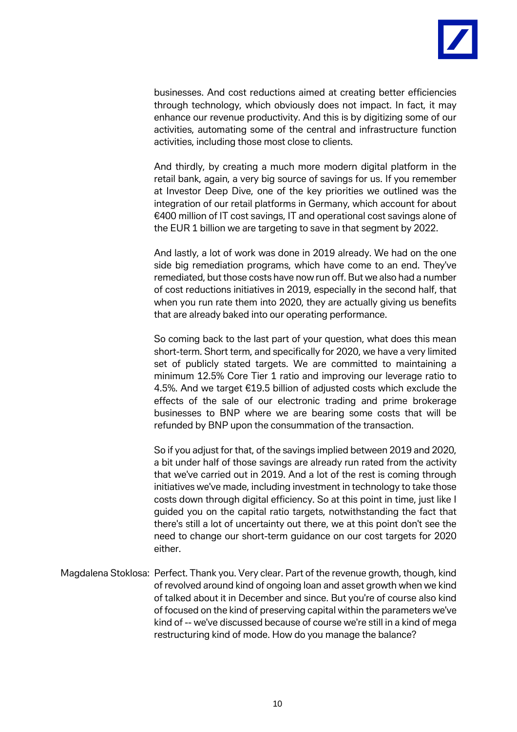businesses. And cost reductions aimed at creating better efficiencies through technology, which obviously does not impact. In fact, it may enhance our revenue productivity. And this is by digitizing some of our activities, automating some of the central and infrastructure function activities, including those most close to clients.

And thirdly, by creating a much more modern digital platform in the retail bank, again, a very big source of savings for us. If you remember at Investor Deep Dive, one of the key priorities we outlined was the integration of our retail platforms in Germany, which account for about €400 million of IT cost savings, IT and operational cost savings alone of the EUR 1 billion we are targeting to save in that segment by 2022.

And lastly, a lot of work was done in 2019 already. We had on the one side big remediation programs, which have come to an end. They've remediated, but those costs have now run off. But we also had a number of cost reductions initiatives in 2019, especially in the second half, that when you run rate them into 2020, they are actually giving us benefits that are already baked into our operating performance.

So coming back to the last part of your question, what does this mean short-term. Short term, and specifically for 2020, we have a very limited set of publicly stated targets. We are committed to maintaining a minimum 12.5% Core Tier 1 ratio and improving our leverage ratio to 4.5%. And we target €19.5 billion of adjusted costs which exclude the effects of the sale of our electronic trading and prime brokerage businesses to BNP where we are bearing some costs that will be refunded by BNP upon the consummation of the transaction.

So if you adjust for that, of the savings implied between 2019 and 2020, a bit under half of those savings are already run rated from the activity that we've carried out in 2019. And a lot of the rest is coming through initiatives we've made, including investment in technology to take those costs down through digital efficiency. So at this point in time, just like I guided you on the capital ratio targets, notwithstanding the fact that there's still a lot of uncertainty out there, we at this point don't see the need to change our short-term guidance on our cost targets for 2020 either.

Magdalena Stoklosa: Perfect. Thank you. Very clear. Part of the revenue growth, though, kind of revolved around kind of ongoing loan and asset growth when we kind of talked about it in December and since. But you're of course also kind of focused on the kind of preserving capital within the parameters we've kind of -- we've discussed because of course we're still in a kind of mega restructuring kind of mode. How do you manage the balance?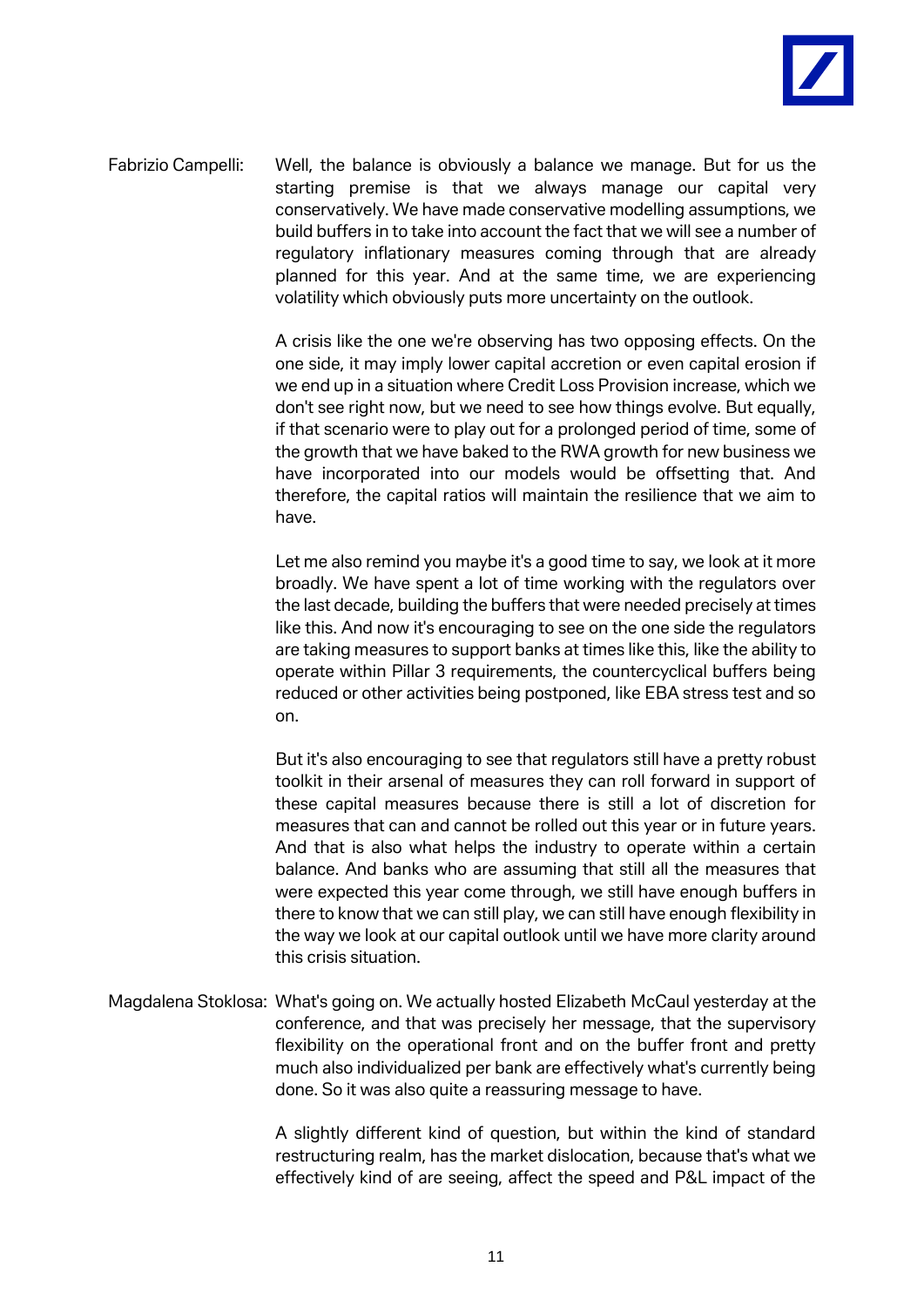Fabrizio Campelli: Well, the balance is obviously a balance we manage. But for us the starting premise is that we always manage our capital very conservatively. We have made conservative modelling assumptions, we build buffers in to take into account the fact that we will see a number of regulatory inflationary measures coming through that are already planned for this year. And at the same time, we are experiencing volatility which obviously puts more uncertainty on the outlook.

A crisis like the one we're observing has two opposing effects. On the one side, it may imply lower capital accretion or even capital erosion if we end up in a situation where Credit Loss Provision increase, which we don't see right now, but we need to see how things evolve. But equally, if that scenario were to play out for a prolonged period of time, some of the growth that we have baked to the RWA growth for new business we have incorporated into our models would be offsetting that. And therefore, the capital ratios will maintain the resilience that we aim to have.

Let me also remind you maybe it's a good time to say, we look at it more broadly. We have spent a lot of time working with the regulators over the last decade, building the buffers that were needed precisely at times like this. And now it's encouraging to see on the one side the regulators are taking measures to support banks at times like this, like the ability to operate within Pillar 3 requirements, the countercyclical buffers being reduced or other activities being postponed, like EBA stress test and so on.

But it's also encouraging to see that regulators still have a pretty robust toolkit in their arsenal of measures they can roll forward in support of these capital measures because there is still a lot of discretion for measures that can and cannot be rolled out this year or in future years. And that is also what helps the industry to operate within a certain balance. And banks who are assuming that still all the measures that were expected this year come through, we still have enough buffers in there to know that we can still play, we can still have enough flexibility in the way we look at our capital outlook until we have more clarity around this crisis situation.

Magdalena Stoklosa: What's going on. We actually hosted Elizabeth McCaul yesterday at the conference, and that was precisely her message, that the supervisory flexibility on the operational front and on the buffer front and pretty much also individualized per bank are effectively what's currently being done. So it was also quite a reassuring message to have.

A slightly different kind of question, but within the kind of standard restructuring realm, has the market dislocation, because that's what we effectively kind of are seeing, affect the speed and P&L impact of the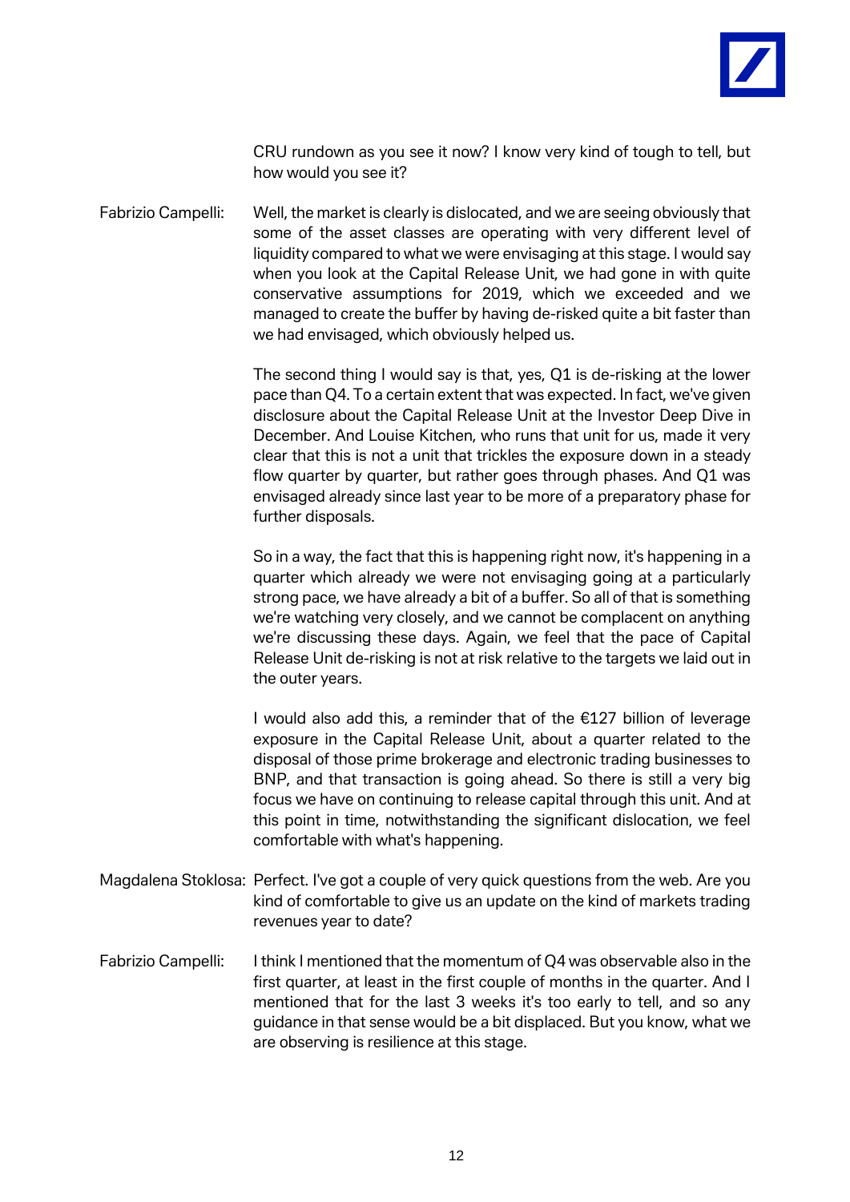CRU rundown as you see it now? I know very kind of tough to tell, but how would you see it?

Fabrizio Campelli: Well, the market is clearly is dislocated, and we are seeing obviously that some of the asset classes are operating with very different level of liquidity compared to what we were envisaging at this stage. I would say when you look at the Capital Release Unit, we had gone in with quite conservative assumptions for 2019, which we exceeded and we managed to create the buffer by having de-risked quite a bit faster than we had envisaged, which obviously helped us.

The second thing I would say is that, yes, Q1 is de-risking at the lower pace than Q4. To a certain extent that was expected. In fact, we've given disclosure about the Capital Release Unit at the Investor Deep Dive in December. And Louise Kitchen, who runs that unit for us, made it very clear that this is not a unit that trickles the exposure down in a steady flow quarter by quarter, but rather goes through phases. And Q1 was envisaged already since last year to be more of a preparatory phase for further disposals.

So in a way, the fact that this is happening right now, it's happening in a quarter which already we were not envisaging going at a particularly strong pace, we have already a bit of a buffer. So all of that is something we're watching very closely, and we cannot be complacent on anything we're discussing these days. Again, we feel that the pace of Capital Release Unit de-risking is not at risk relative to the targets we laid out in the outer years.

I would also add this, a reminder that of the €127 billion of leverage exposure in the Capital Release Unit, about a quarter related to the disposal of those prime brokerage and electronic trading businesses to BNP, and that transaction is going ahead. So there is still a very big focus we have on continuing to release capital through this unit. And at this point in time, notwithstanding the significant dislocation, we feel comfortable with what's happening.

Magdalena Stoklosa: Perfect. I've got a couple of very quick questions from the web. Are you kind of comfortable to give us an update on the kind of markets trading revenues year to date?

Fabrizio Campelli: I think I mentioned that the momentum of Q4 was observable also in the first quarter, at least in the first couple of months in the quarter. And I mentioned that for the last 3 weeks it's too early to tell, and so any guidance in that sense would be a bit displaced. But you know, what we are observing is resilience at this stage.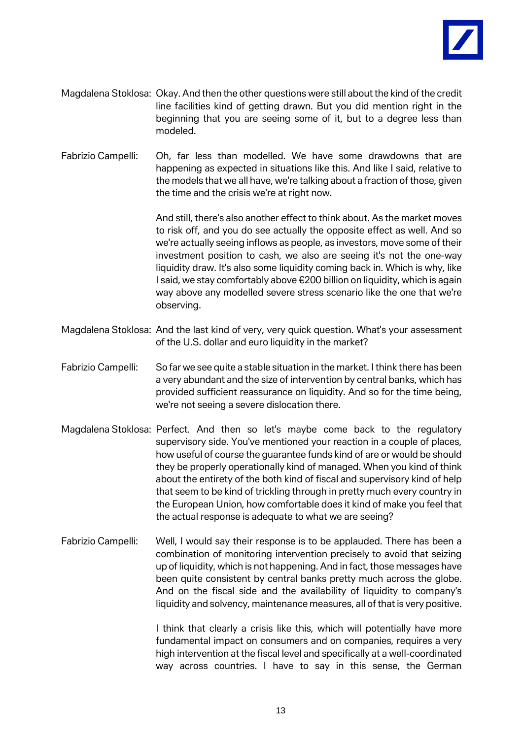Magdalena Stoklosa: Okay. And then the other questions were still about the kind of the credit line facilities kind of getting drawn. But you did mention right in the beginning that you are seeing some of it, but to a degree less than modeled.

Fabrizio Campelli: Oh, far less than modelled. We have some drawdowns that are happening as expected in situations like this. And like I said, relative to the models that we all have, we're talking about a fraction of those, given the time and the crisis we're at right now.

And still, there's also another effect to think about. As the market moves to risk off, and you do see actually the opposite effect as well. And so we're actually seeing inflows as people, as investors, move some of their investment position to cash, we also are seeing it's not the one-way liquidity draw. It's also some liquidity coming back in. Which is why, like I said, we stay comfortably above €200 billion on liquidity, which is again way above any modelled severe stress scenario like the one that we're observing.

Magdalena Stoklosa: And the last kind of very, very quick question. What's your assessment of the U.S. dollar and euro liquidity in the market?

Fabrizio Campelli: So far we see quite a stable situation in the market. I think there has been a very abundant and the size of intervention by central banks, which has provided sufficient reassurance on liquidity. And so for the time being, we're not seeing a severe dislocation there.

Magdalena Stoklosa: Perfect. And then so let's maybe come back to the regulatory supervisory side. You've mentioned your reaction in a couple of places, how useful of course the guarantee funds kind of are or would be should they be properly operationally kind of managed. When you kind of think about the entirety of the both kind of fiscal and supervisory kind of help that seem to be kind of trickling through in pretty much every country in the European Union, how comfortable does it kind of make you feel that the actual response is adequate to what we are seeing?

Fabrizio Campelli: Well, I would say their response is to be applauded. There has been a combination of monitoring intervention precisely to avoid that seizing up of liquidity, which is not happening. And in fact, those messages have been quite consistent by central banks pretty much across the globe. And on the fiscal side and the availability of liquidity to company's liquidity and solvency, maintenance measures, all of that is very positive.

I think that clearly a crisis like this, which will potentially have more fundamental impact on consumers and on companies, requires a very high intervention at the fiscal level and specifically at a well-coordinated way across countries. I have to say in this sense, the German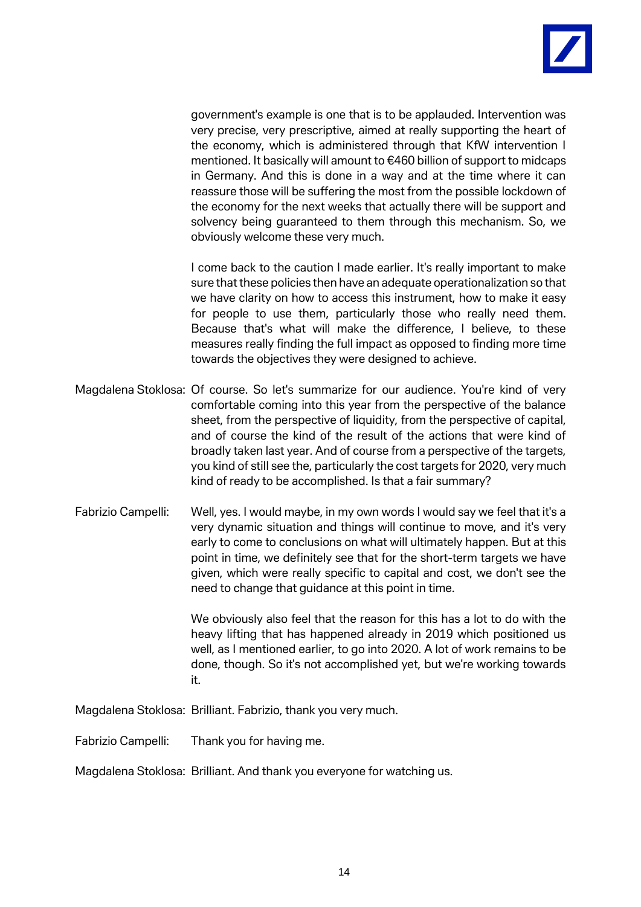government's example is one that is to be applauded. Intervention was very precise, very prescriptive, aimed at really supporting the heart of the economy, which is administered through that KfW intervention I mentioned. It basically will amount to €460 billion of support to midcaps in Germany. And this is done in a way and at the time where it can reassure those will be suffering the most from the possible lockdown of the economy for the next weeks that actually there will be support and solvency being guaranteed to them through this mechanism. So, we obviously welcome these very much.

I come back to the caution I made earlier. It's really important to make sure that these policies then have an adequate operationalization so that we have clarity on how to access this instrument, how to make it easy for people to use them, particularly those who really need them. Because that's what will make the difference, I believe, to these measures really finding the full impact as opposed to finding more time towards the objectives they were designed to achieve.

Magdalena Stoklosa: Of course. So let's summarize for our audience. You're kind of very comfortable coming into this year from the perspective of the balance sheet, from the perspective of liquidity, from the perspective of capital, and of course the kind of the result of the actions that were kind of broadly taken last year. And of course from a perspective of the targets, you kind of still see the, particularly the cost targets for 2020, very much kind of ready to be accomplished. Is that a fair summary?

Fabrizio Campelli: Well, yes. I would maybe, in my own words I would say we feel that it's a very dynamic situation and things will continue to move, and it's very early to come to conclusions on what will ultimately happen. But at this point in time, we definitely see that for the short-term targets we have given, which were really specific to capital and cost, we don't see the need to change that guidance at this point in time.

We obviously also feel that the reason for this has a lot to do with the heavy lifting that has happened already in 2019 which positioned us well, as I mentioned earlier, to go into 2020. A lot of work remains to be done, though. So it's not accomplished yet, but we're working towards it.

Magdalena Stoklosa: Brilliant. Fabrizio, thank you very much.

Fabrizio Campelli: Thank you for having me.

Magdalena Stoklosa: Brilliant. And thank you everyone for watching us.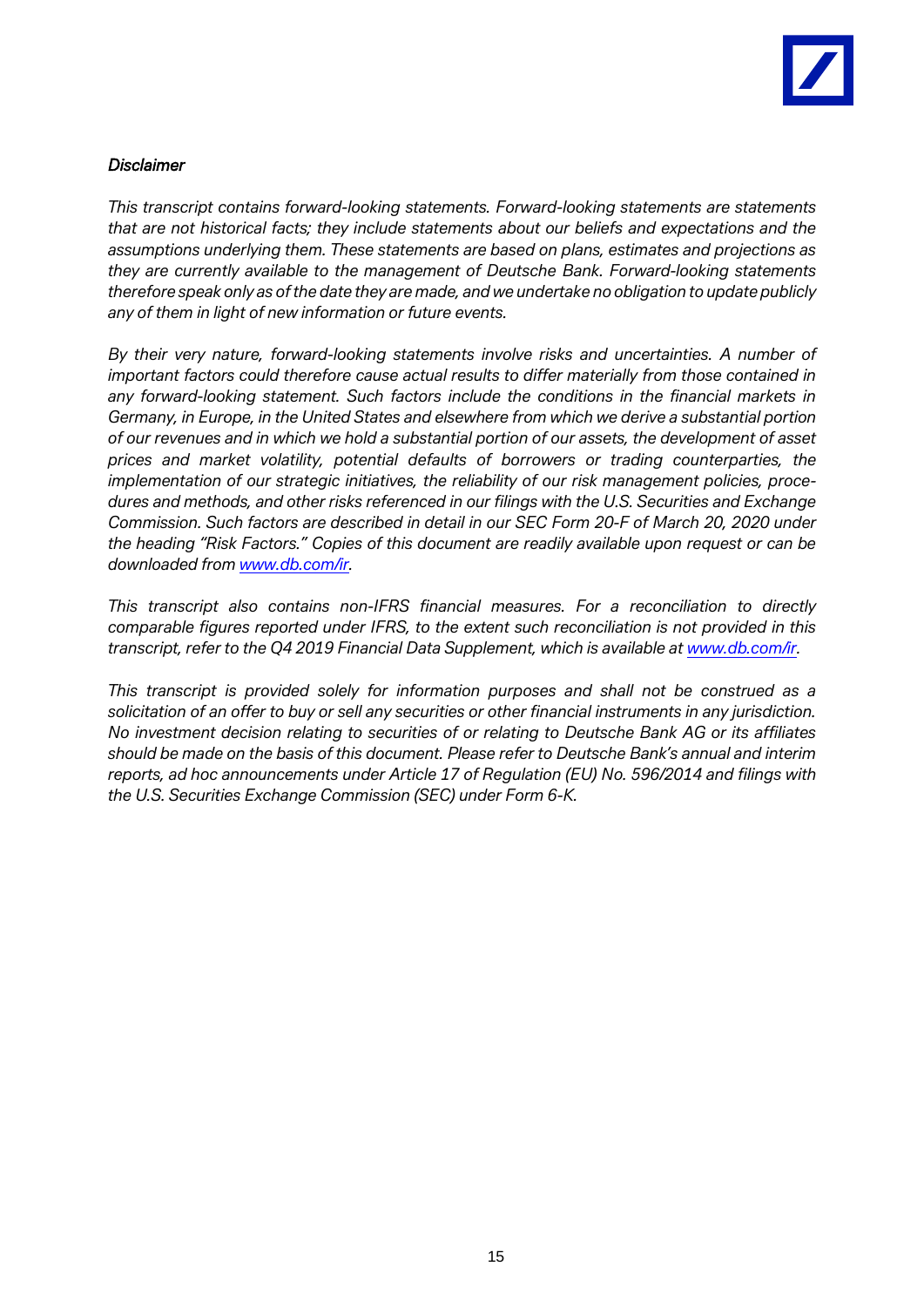*Disclaimer*

*This transcript contains forward-looking statements. Forward-looking statements are statements that are not historical facts; they include statements about our beliefs and expectations and the assumptions underlying them. These statements are based on plans, estimates and projections as they are currently available to the management of Deutsche Bank. Forward-looking statements therefore speak only as of the date they are made, and we undertake no obligation to update publicly any of them in light of new information or future events.*

*By their very nature, forward-looking statements involve risks and uncertainties. A number of important factors could therefore cause actual results to differ materially from those contained in any forward-looking statement. Such factors include the conditions in the financial markets in Germany, in Europe, in the United States and elsewhere from which we derive a substantial portion of our revenues and in which we hold a substantial portion of our assets, the development of asset prices and market volatility, potential defaults of borrowers or trading counterparties, the implementation of our strategic initiatives, the reliability of our risk management policies, procedures and methods, and other risks referenced in our filings with the U.S. Securities and Exchange Commission. Such factors are described in detail in our SEC Form 20-F of March 20, 2020 under the heading "Risk Factors." Copies of this document are readily available upon request or can be downloaded from [www.db.com/ir](http://www.db.com/ir).*

*This transcript also contains non-IFRS financial measures. For a reconciliation to directly comparable figures reported under IFRS, to the extent such reconciliation is not provided in this transcript, refer to the Q4 2019 Financial Data Supplement, which is available at [www.db.com/ir](http://www.db.com/ir).*

*This transcript is provided solely for information purposes and shall not be construed as a solicitation of an offer to buy or sell any securities or other financial instruments in any jurisdiction. No investment decision relating to securities of or relating to Deutsche Bank AG or its affiliates should be made on the basis of this document. Please refer to Deutsche Bank's annual and interim reports, ad hoc announcements under Article 17 of Regulation (EU) No. 596/2014 and filings with the U.S. Securities Exchange Commission (SEC) under Form 6-K.*